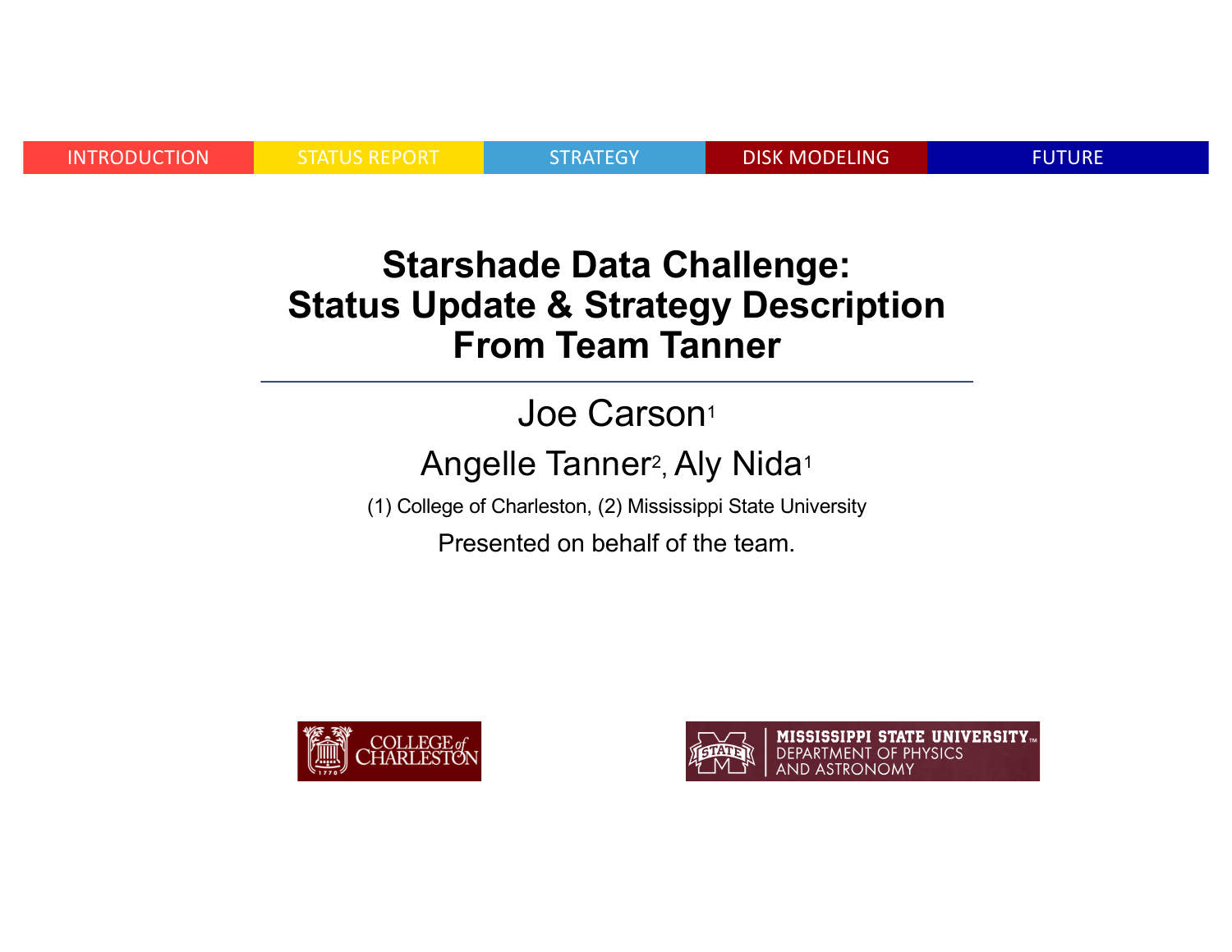INTRODUCTION | STATUS REPORT | STRATEGY | DISK MODELING | FUTURE

# Starshade Data Challenge: Status Update & Strategy Description From Team Tanner

Joe Carson[1]

Angelle Tanner[2], Aly Nida[1]

(1) College of Charleston, (2) Mississippi State University

Presented on behalf of the team.

COLLEGE of CHARLESTON

MISSISSIPPI STATE UNIVERSITY DEPARTMENT OF PHYSICS AND ASTRONOMY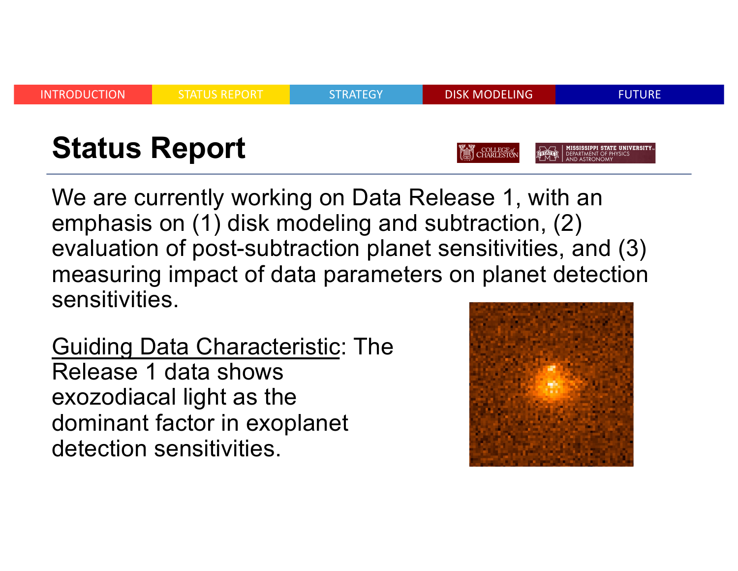# Status Report

We are currently working on Data Release 1, with an emphasis on (1) disk modeling and subtraction, (2) evaluation of post-subtraction planet sensitivities, and (3) measuring impact of data parameters on planet detection sensitivities.

Guiding Data Characteristic: The Release 1 data shows exozodiacal light as the dominant factor in exoplanet detection sensitivities.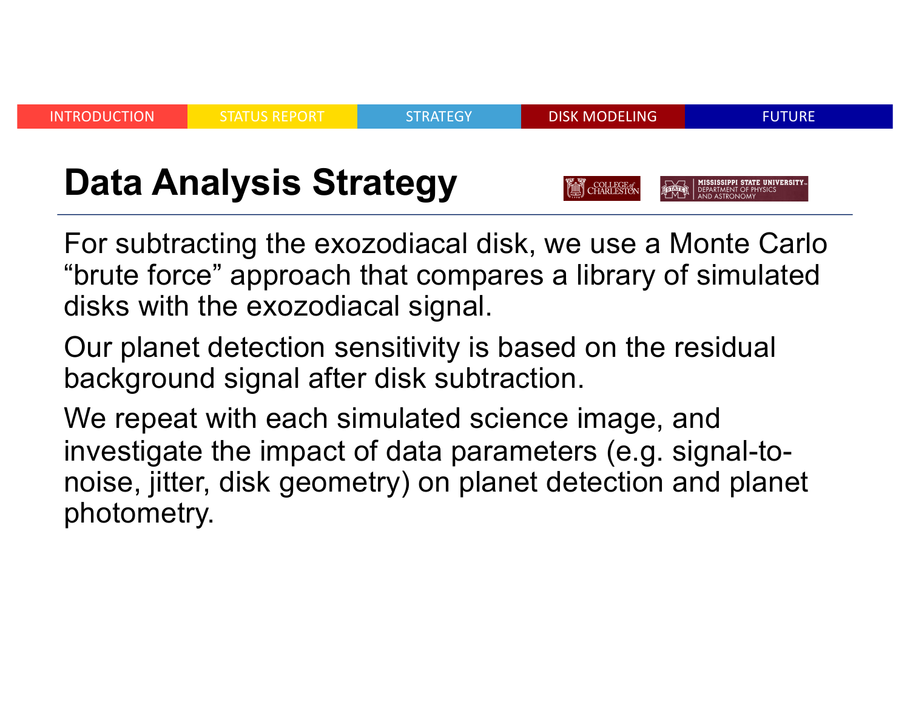INTRODUCTION | STATUS REPORT | STRATEGY | DISK MODELING | FUTURE

# Data Analysis Strategy

COLLEGE of CHARLESTON — MISSISSIPPI STATE UNIVERSITY DEPARTMENT OF PHYSICS AND ASTRONOMY

For subtracting the exozodiacal disk, we use a Monte Carlo "brute force" approach that compares a library of simulated disks with the exozodiacal signal.

Our planet detection sensitivity is based on the residual background signal after disk subtraction.

We repeat with each simulated science image, and investigate the impact of data parameters (e.g. signal-to-noise, jitter, disk geometry) on planet detection and planet photometry.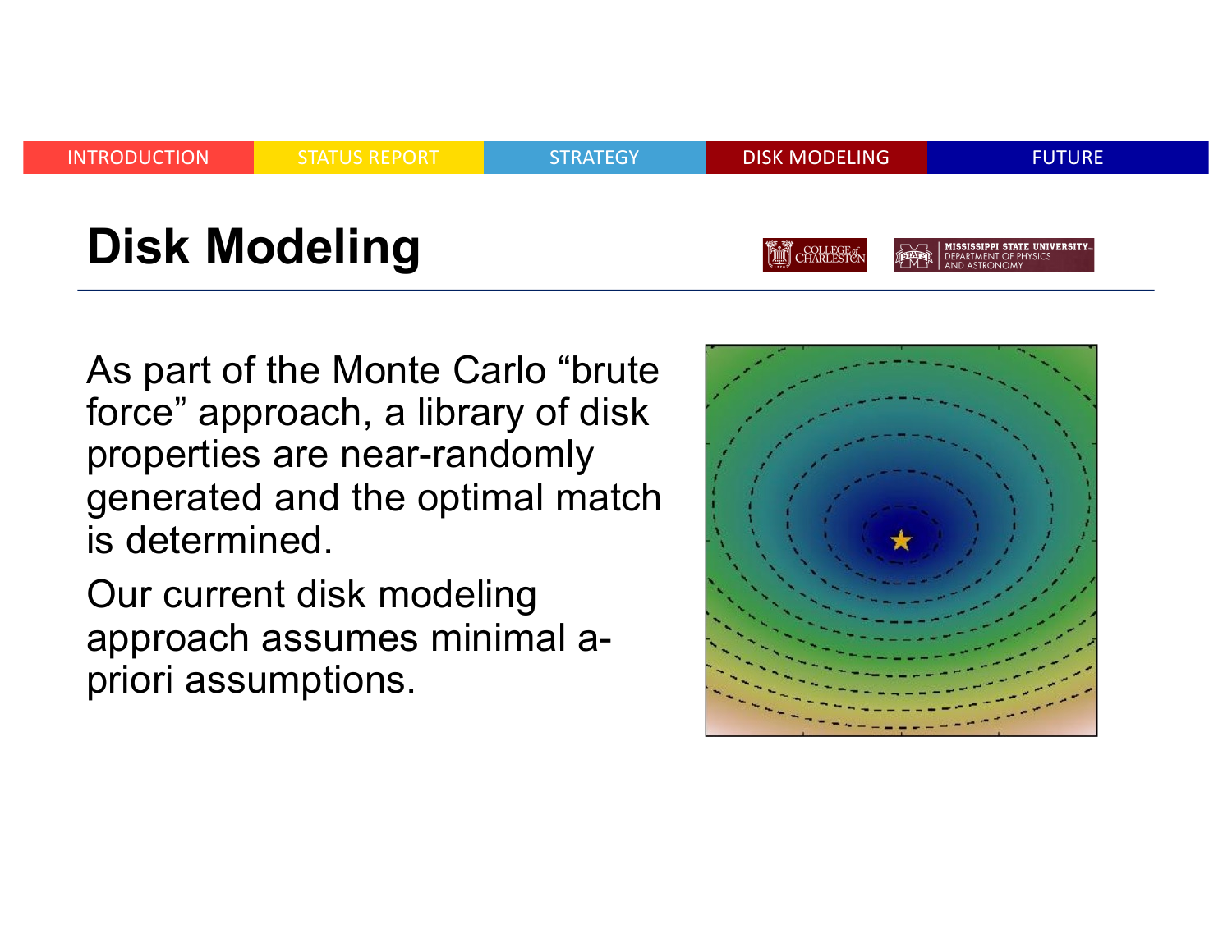# Disk Modeling

As part of the Monte Carlo "brute force" approach, a library of disk properties are near-randomly generated and the optimal match is determined.

Our current disk modeling approach assumes minimal a-priori assumptions.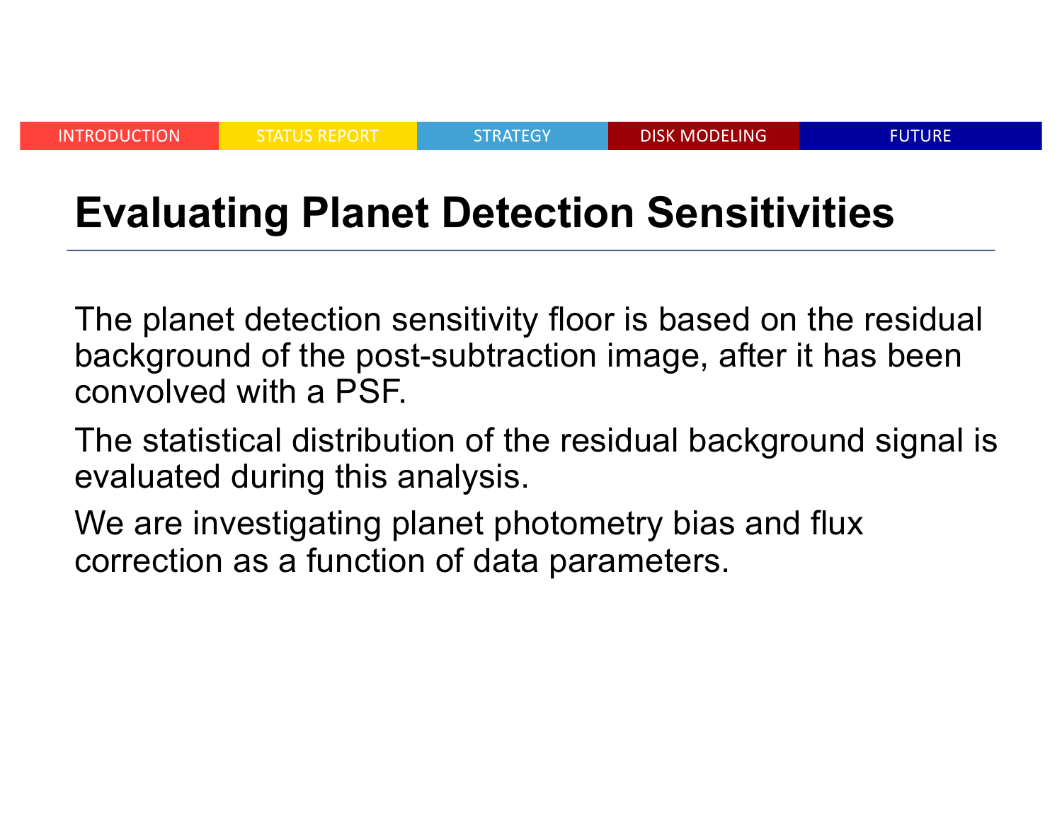# Evaluating Planet Detection Sensitivities

The planet detection sensitivity floor is based on the residual background of the post-subtraction image, after it has been convolved with a PSF.

The statistical distribution of the residual background signal is evaluated during this analysis.

We are investigating planet photometry bias and flux correction as a function of data parameters.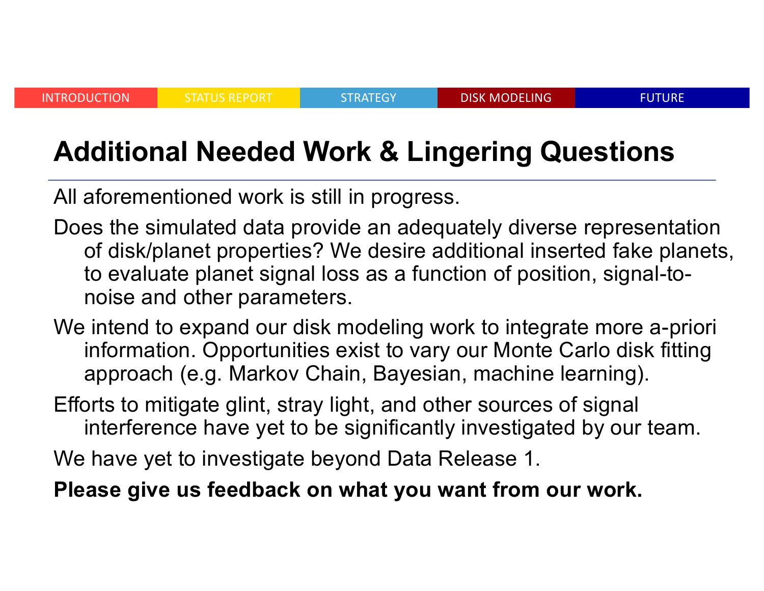INTRODUCTION | STATUS REPORT | STRATEGY | DISK MODELING | FUTURE

# Additional Needed Work & Lingering Questions

All aforementioned work is still in progress.

Does the simulated data provide an adequately diverse representation of disk/planet properties? We desire additional inserted fake planets, to evaluate planet signal loss as a function of position, signal-to-noise and other parameters.

We intend to expand our disk modeling work to integrate more a-priori information. Opportunities exist to vary our Monte Carlo disk fitting approach (e.g. Markov Chain, Bayesian, machine learning).

Efforts to mitigate glint, stray light, and other sources of signal interference have yet to be significantly investigated by our team.

We have yet to investigate beyond Data Release 1.

**Please give us feedback on what you want from our work.**